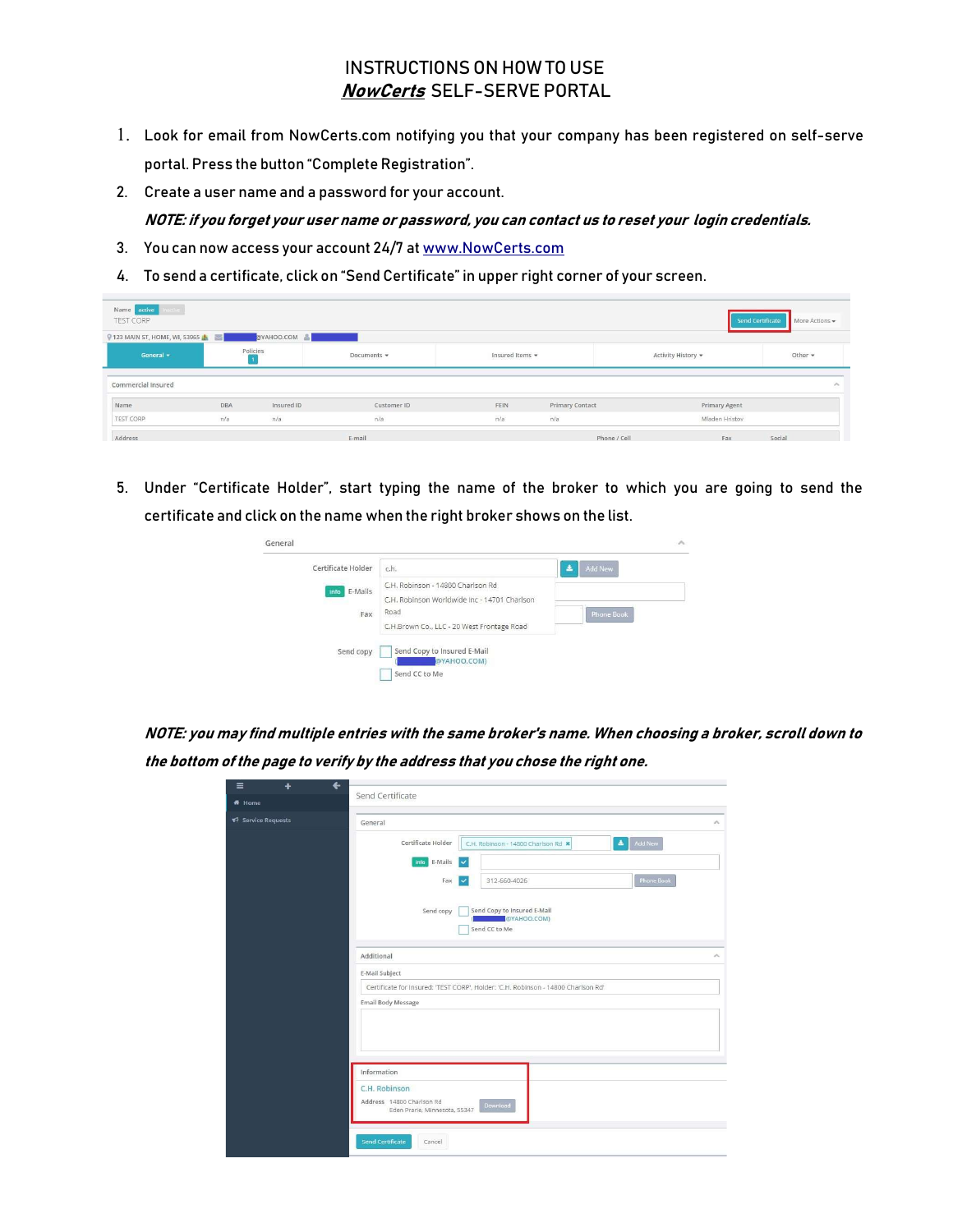# INSTRUCTIONS ON HOW TO USE
# ***NowCerts*** SELF-SERVE PORTAL

1. Look for email from NowCerts.com notifying you that your company has been registered on self-serve portal. Press the button "Complete Registration".
2. Create a user name and a password for your account.

   ***NOTE: if you forget your user name or password, you can contact us to reset your login credentials.***
3. You can now access your account 24/7 at [www.NowCerts.com](http://www.NowCerts.com)
4. To send a certificate, click on "Send Certificate" in upper right corner of your screen.
5. Under "Certificate Holder", start typing the name of the broker to which you are going to send the certificate and click on the name when the right broker shows on the list.

***NOTE: you may find multiple entries with the same broker's name. When choosing a broker, scroll down to the bottom of the page to verify by the address that you chose the right one.***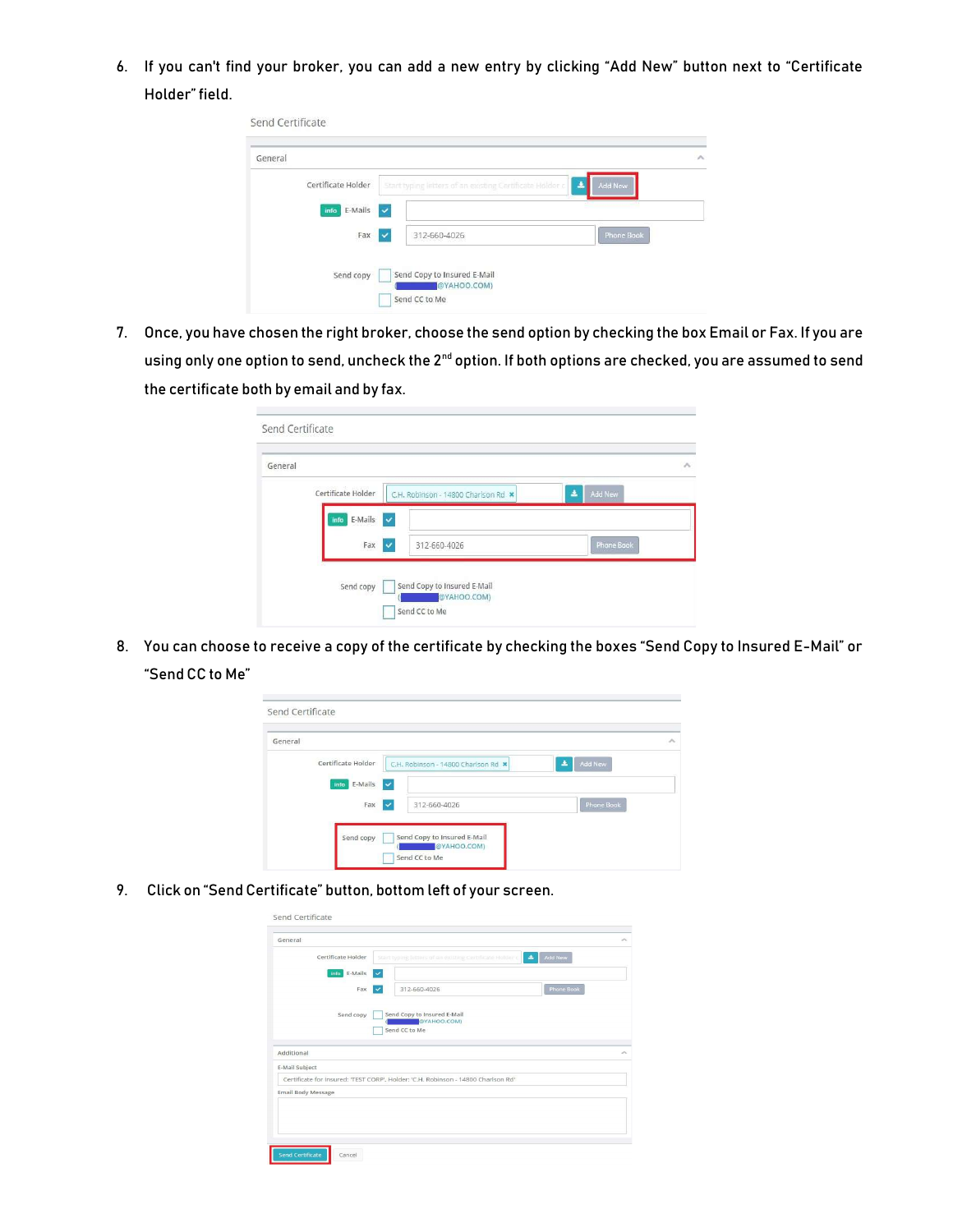6. If you can't find your broker, you can add a new entry by clicking "Add New" button next to "Certificate Holder" field.

7. Once, you have chosen the right broker, choose the send option by checking the box Email or Fax. If you are using only one option to send, uncheck the 2nd option. If both options are checked, you are assumed to send the certificate both by email and by fax.

8. You can choose to receive a copy of the certificate by checking the boxes "Send Copy to Insured E-Mail" or "Send CC to Me"

9. Click on "Send Certificate" button, bottom left of your screen.